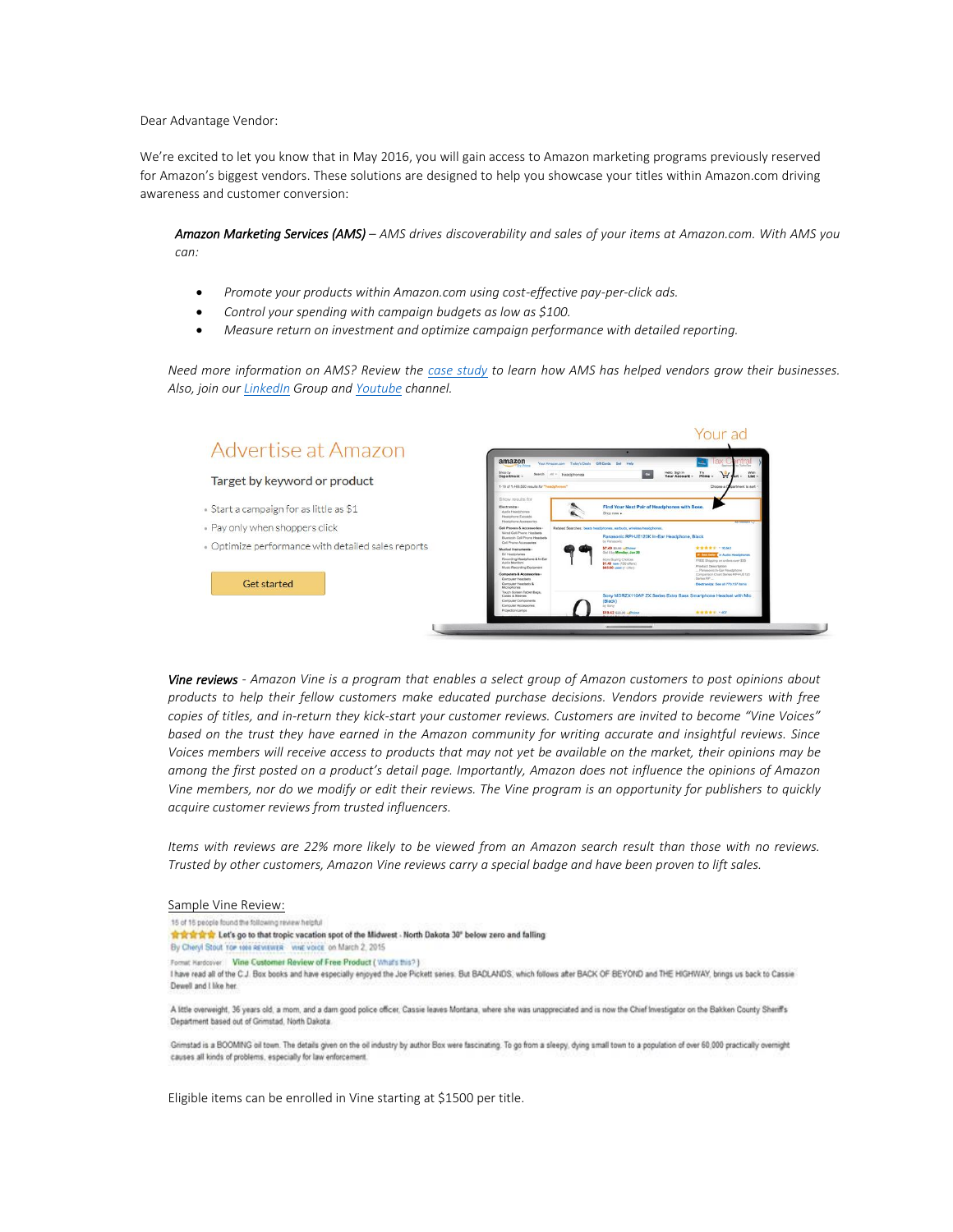Dear Advantage Vendor:

We're excited to let you know that in May 2016, you will gain access to Amazon marketing programs previously reserved for Amazon's biggest vendors. These solutions are designed to help you showcase your titles within Amazon.com driving awareness and customer conversion:

***Amazon Marketing Services (AMS)*** *– AMS drives discoverability and sales of your items at Amazon.com. With AMS you can:*

- *Promote your products within Amazon.com using cost-effective pay-per-click ads.*
- *Control your spending with campaign budgets as low as $100.*
- *Measure return on investment and optimize campaign performance with detailed reporting.*

*Need more information on AMS? Review the case study to learn how AMS has helped vendors grow their businesses. Also, join our LinkedIn Group and Youtube channel.*

Advertise at Amazon

Target by keyword or product

- Start a campaign for as little as $1
- Pay only when shoppers click
- Optimize performance with detailed sales reports

Get started

Your ad

***Vine reviews*** *- Amazon Vine is a program that enables a select group of Amazon customers to post opinions about products to help their fellow customers make educated purchase decisions. Vendors provide reviewers with free copies of titles, and in-return they kick-start your customer reviews. Customers are invited to become "Vine Voices" based on the trust they have earned in the Amazon community for writing accurate and insightful reviews. Since Voices members will receive access to products that may not yet be available on the market, their opinions may be among the first posted on a product's detail page. Importantly, Amazon does not influence the opinions of Amazon Vine members, nor do we modify or edit their reviews. The Vine program is an opportunity for publishers to quickly acquire customer reviews from trusted influencers.*

*Items with reviews are 22% more likely to be viewed from an Amazon search result than those with no reviews. Trusted by other customers, Amazon Vine reviews carry a special badge and have been proven to lift sales.*

Sample Vine Review:

16 of 16 people found the following review helpful

★★★★★ **Let's go to that tropic vacation spot of the Midwest - North Dakota 30° below zero and falling**

By Cheryl Stout TOP 1000 REVIEWER VINE VOICE on March 2, 2015

Format: Hardcover Vine Customer Review of Free Product ( What's this? )

I have read all of the C.J. Box books and have especially enjoyed the Joe Pickett series. But BADLANDS, which follows after BACK OF BEYOND and THE HIGHWAY, brings us back to Cassie Dewell and I like her.

A little overweight, 36 years old, a mom, and a darn good police officer, Cassie leaves Montana, where she was unappreciated and is now the Chief Investigator on the Bakken County Sheriff's Department based out of Grimstad, North Dakota.

Grimstad is a BOOMING oil town. The details given on the oil industry by author Box were fascinating. To go from a sleepy, dying small town to a population of over 60,000 practically overnight causes all kinds of problems, especially for law enforcement.

Eligible items can be enrolled in Vine starting at $1500 per title.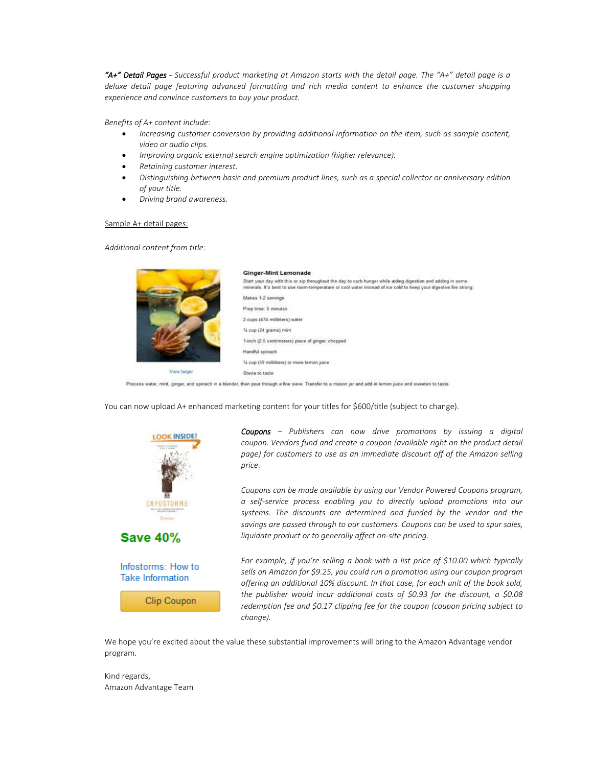***"A+" Detail Pages*** *- Successful product marketing at Amazon starts with the detail page. The "A+" detail page is a deluxe detail page featuring advanced formatting and rich media content to enhance the customer shopping experience and convince customers to buy your product.*

*Benefits of A+ content include:*

- *Increasing customer conversion by providing additional information on the item, such as sample content, video or audio clips.*
- *Improving organic external search engine optimization (higher relevance).*
- *Retaining customer interest.*
- *Distinguishing between basic and premium product lines, such as a special collector or anniversary edition of your title.*
- *Driving brand awareness.*

Sample A+ detail pages:

*Additional content from title:*

**Ginger-Mint Lemonade**

Start your day with this or sip throughout the day to curb hunger while aiding digestion and adding in some minerals. It's best to use room-temperature or cool water instead of ice cold to keep your digestive fire strong.

Makes 1-2 servings

Prep time: 5 minutes

2 cups (474 milliliters) water

¼ cup (24 grams) mint

1-inch (2.5 centimeters) piece of ginger, chopped

Handful spinach

¼ cup (59 milliliters) or more lemon juice

Stevia to taste

View larger

Process water, mint, ginger, and spinach in a blender, then pour through a fine sieve. Transfer to a mason jar and add in lemon juice and sweeten to taste.

You can now upload A+ enhanced marketing content for your titles for $600/title (subject to change).

LOOK INSIDE!

INFOSTORMS

**Save 40%**

Infostorms: How to Take Information

Clip Coupon

***Coupons*** *– Publishers can now drive promotions by issuing a digital coupon. Vendors fund and create a coupon (available right on the product detail page) for customers to use as an immediate discount off of the Amazon selling price.*

*Coupons can be made available by using our Vendor Powered Coupons program, a self-service process enabling you to directly upload promotions into our systems. The discounts are determined and funded by the vendor and the savings are passed through to our customers. Coupons can be used to spur sales, liquidate product or to generally affect on-site pricing.*

*For example, if you're selling a book with a list price of $10.00 which typically sells on Amazon for $9.25, you could run a promotion using our coupon program offering an additional 10% discount. In that case, for each unit of the book sold, the publisher would incur additional costs of $0.93 for the discount, a $0.08 redemption fee and $0.17 clipping fee for the coupon (coupon pricing subject to change).*

We hope you're excited about the value these substantial improvements will bring to the Amazon Advantage vendor program.

Kind regards,
Amazon Advantage Team